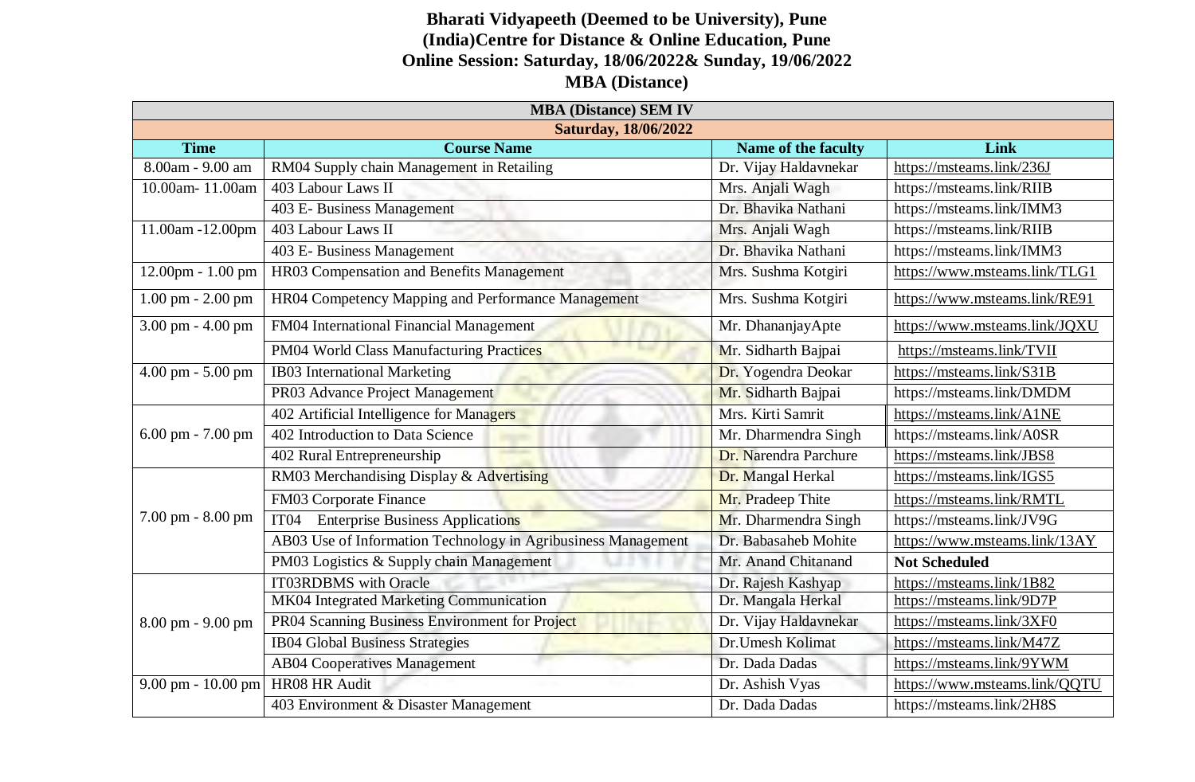**Bharati Vidyapeeth (Deemed to be University), Pune (India)Centre for Distance & Online Education, Pune**

**Online Session: Saturday, 18/06/2022& Sunday, 19/06/2022**

**MBA (Distance)**

| **MBA (Distance) SEM IV** | | | |
|---|---|---|---|
| **Saturday, 18/06/2022** | | | |
| **Time** | **Course Name** | **Name of the faculty** | **Link** |
| 8.00am - 9.00 am | RM04 Supply chain Management in Retailing | Dr. Vijay Haldavnekar | https://msteams.link/236J |
| 10.00am- 11.00am | 403 Labour Laws II | Mrs. Anjali Wagh | https://msteams.link/RIIB |
| | 403 E- Business Management | Dr. Bhavika Nathani | https://msteams.link/IMM3 |
| 11.00am -12.00pm | 403 Labour Laws II | Mrs. Anjali Wagh | https://msteams.link/RIIB |
| | 403 E- Business Management | Dr. Bhavika Nathani | https://msteams.link/IMM3 |
| 12.00pm - 1.00 pm | HR03 Compensation and Benefits Management | Mrs. Sushma Kotgiri | https://www.msteams.link/TLG1 |
| 1.00 pm - 2.00 pm | HR04 Competency Mapping and Performance Management | Mrs. Sushma Kotgiri | https://www.msteams.link/RE91 |
| 3.00 pm - 4.00 pm | FM04 International Financial Management | Mr. DhananjayApte | https://www.msteams.link/JQXU |
| | PM04 World Class Manufacturing Practices | Mr. Sidharth Bajpai | https://msteams.link/TVII |
| 4.00 pm - 5.00 pm | IB03 International Marketing | Dr. Yogendra Deokar | https://msteams.link/S31B |
| | PR03 Advance Project Management | Mr. Sidharth Bajpai | https://msteams.link/DMDM |
| 6.00 pm - 7.00 pm | 402 Artificial Intelligence for Managers | Mrs. Kirti Samrit | https://msteams.link/A1NE |
| | 402 Introduction to Data Science | Mr. Dharmendra Singh | https://msteams.link/A0SR |
| | 402 Rural Entrepreneurship | Dr. Narendra Parchure | https://msteams.link/JBS8 |
| 7.00 pm - 8.00 pm | RM03 Merchandising Display & Advertising | Dr. Mangal Herkal | https://msteams.link/IGS5 |
| | FM03 Corporate Finance | Mr. Pradeep Thite | https://msteams.link/RMTL |
| | IT04 Enterprise Business Applications | Mr. Dharmendra Singh | https://msteams.link/JV9G |
| | AB03 Use of Information Technology in Agribusiness Management | Dr. Babasaheb Mohite | https://www.msteams.link/13AY |
| | PM03 Logistics & Supply chain Management | Mr. Anand Chitanand | **Not Scheduled** |
| 8.00 pm - 9.00 pm | IT03RDBMS with Oracle | Dr. Rajesh Kashyap | https://msteams.link/1B82 |
| | MK04 Integrated Marketing Communication | Dr. Mangala Herkal | https://msteams.link/9D7P |
| | PR04 Scanning Business Environment for Project | Dr. Vijay Haldavnekar | https://msteams.link/3XF0 |
| | IB04 Global Business Strategies | Dr.Umesh Kolimat | https://msteams.link/M47Z |
| | AB04 Cooperatives Management | Dr. Dada Dadas | https://msteams.link/9YWM |
| 9.00 pm - 10.00 pm | HR08 HR Audit | Dr. Ashish Vyas | https://www.msteams.link/QQTU |
| | 403 Environment & Disaster Management | Dr. Dada Dadas | https://msteams.link/2H8S |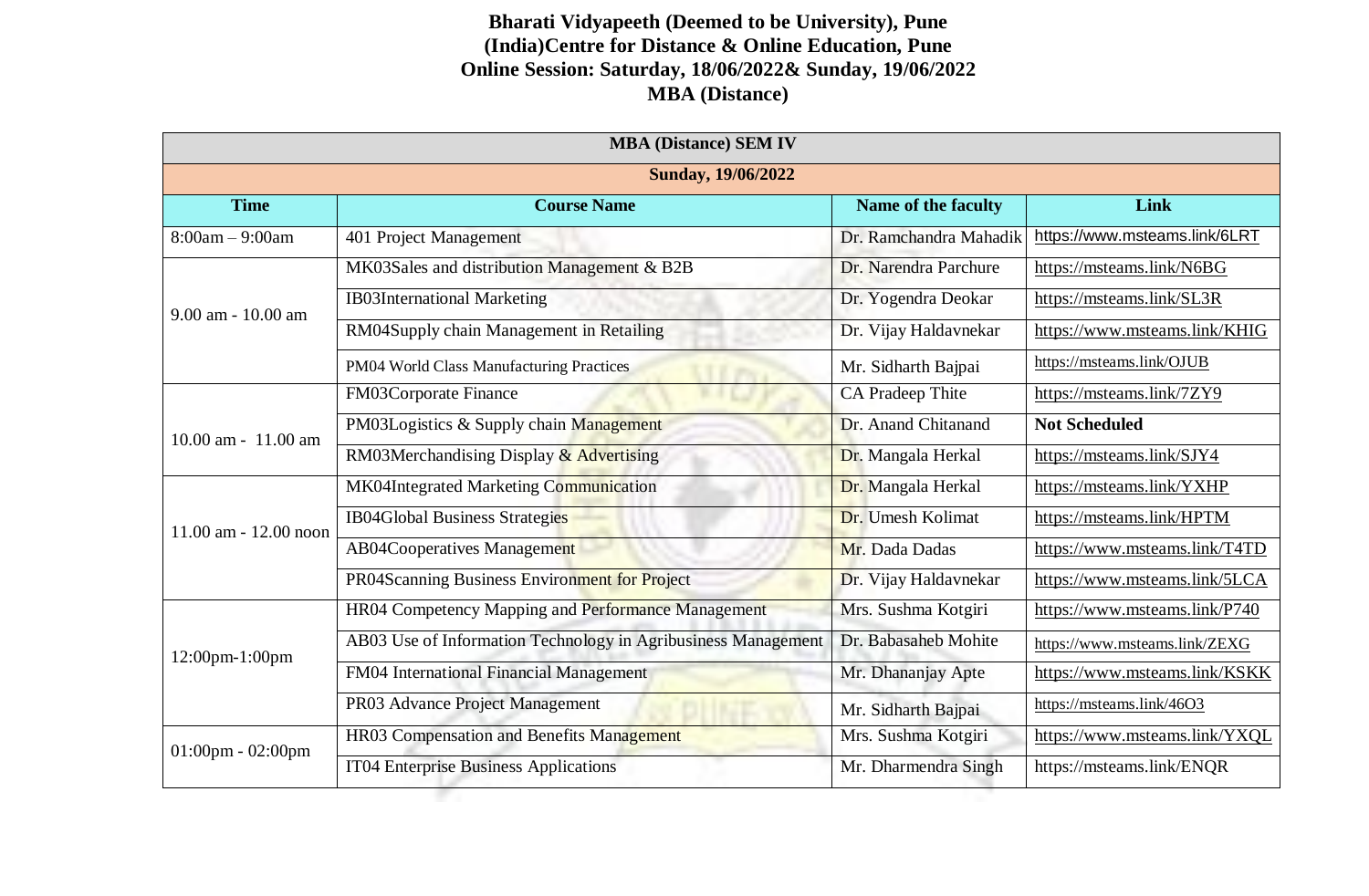**Bharati Vidyapeeth (Deemed to be University), Pune (India)Centre for Distance & Online Education, Pune**

**Online Session: Saturday, 18/06/2022& Sunday, 19/06/2022**

**MBA (Distance)**

| **MBA (Distance) SEM IV** | | | |
|---|---|---|---|
| **Sunday, 19/06/2022** | | | |
| **Time** | **Course Name** | **Name of the faculty** | **Link** |
| 8:00am – 9:00am | 401 Project Management | Dr. Ramchandra Mahadik | https://www.msteams.link/6LRT |
| 9.00 am - 10.00 am | MK03Sales and distribution Management & B2B | Dr. Narendra Parchure | https://msteams.link/N6BG |
| | IB03International Marketing | Dr. Yogendra Deokar | https://msteams.link/SL3R |
| | RM04Supply chain Management in Retailing | Dr. Vijay Haldavnekar | https://www.msteams.link/KHIG |
| | PM04 World Class Manufacturing Practices | Mr. Sidharth Bajpai | https://msteams.link/OJUB |
| 10.00 am - 11.00 am | FM03Corporate Finance | CA Pradeep Thite | https://msteams.link/7ZY9 |
| | PM03Logistics & Supply chain Management | Dr. Anand Chitanand | **Not Scheduled** |
| | RM03Merchandising Display & Advertising | Dr. Mangala Herkal | https://msteams.link/SJY4 |
| 11.00 am - 12.00 noon | MK04Integrated Marketing Communication | Dr. Mangala Herkal | https://msteams.link/YXHP |
| | IB04Global Business Strategies | Dr. Umesh Kolimat | https://msteams.link/HPTM |
| | AB04Cooperatives Management | Mr. Dada Dadas | https://www.msteams.link/T4TD |
| | PR04Scanning Business Environment for Project | Dr. Vijay Haldavnekar | https://www.msteams.link/5LCA |
| 12:00pm-1:00pm | HR04 Competency Mapping and Performance Management | Mrs. Sushma Kotgiri | https://www.msteams.link/P740 |
| | AB03 Use of Information Technology in Agribusiness Management | Dr. Babasaheb Mohite | https://www.msteams.link/ZEXG |
| | FM04 International Financial Management | Mr. Dhananjay Apte | https://www.msteams.link/KSKK |
| | PR03 Advance Project Management | Mr. Sidharth Bajpai | https://msteams.link/46O3 |
| 01:00pm - 02:00pm | HR03 Compensation and Benefits Management | Mrs. Sushma Kotgiri | https://www.msteams.link/YXQL |
| | IT04 Enterprise Business Applications | Mr. Dharmendra Singh | https://msteams.link/ENQR |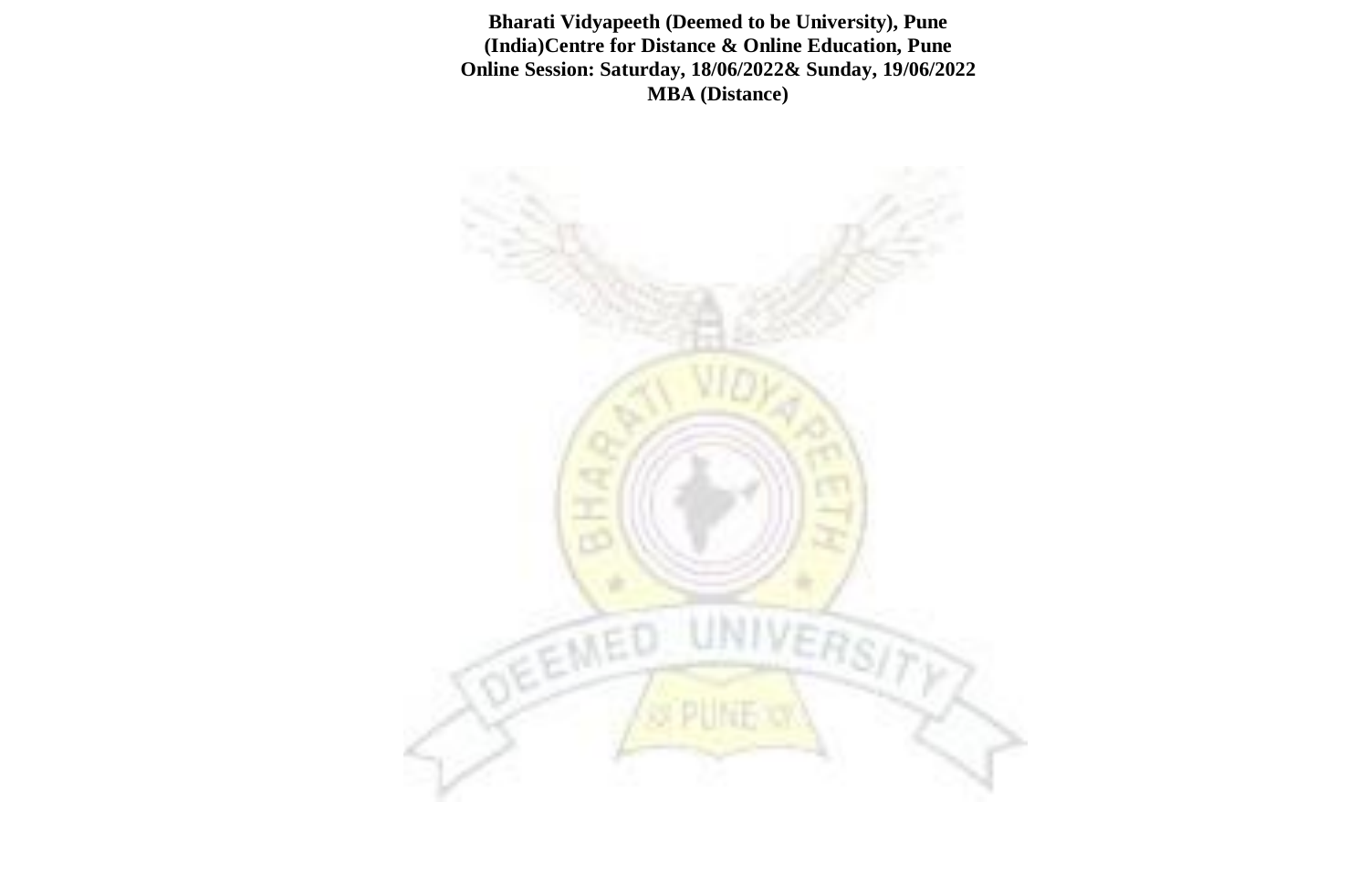**Bharati Vidyapeeth (Deemed to be University), Pune (India)Centre for Distance & Online Education, Pune**

**Online Session: Saturday, 18/06/2022& Sunday, 19/06/2022**

**MBA (Distance)**